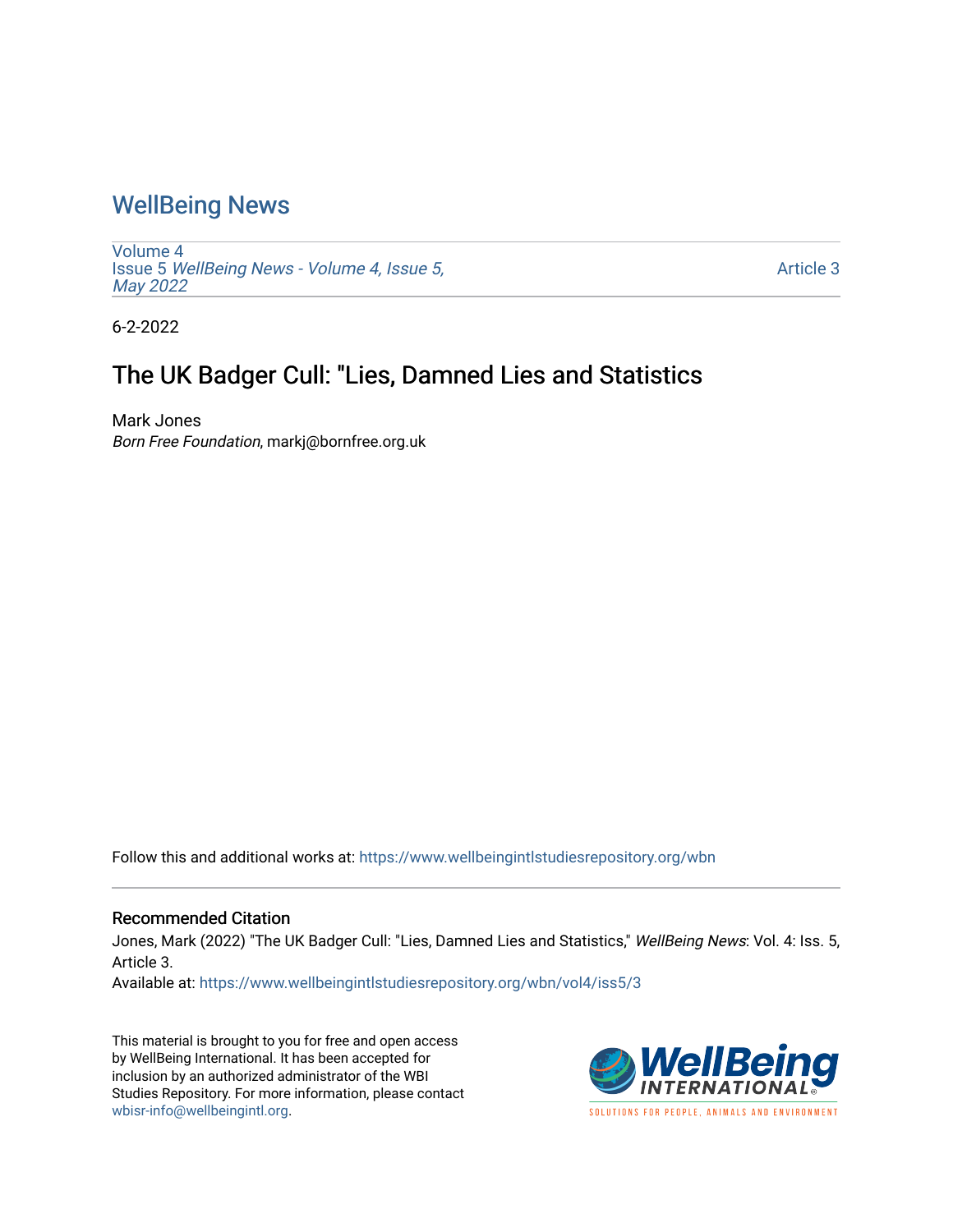# WellBeing News

Volume 4
Issue 5 *WellBeing News - Volume 4, Issue 5, May 2022*

Article 3

6-2-2022

## The UK Badger Cull: "Lies, Damned Lies and Statistics

Mark Jones
*Born Free Foundation*, markj@bornfree.org.uk

Follow this and additional works at: https://www.wellbeingintlstudiesrepository.org/wbn

### Recommended Citation

Jones, Mark (2022) "The UK Badger Cull: "Lies, Damned Lies and Statistics," *WellBeing News*: Vol. 4: Iss. 5, Article 3.
Available at: https://www.wellbeingintlstudiesrepository.org/wbn/vol4/iss5/3

This material is brought to you for free and open access by WellBeing International. It has been accepted for inclusion by an authorized administrator of the WBI Studies Repository. For more information, please contact wbisr-info@wellbeingintl.org.

WellBeing INTERNATIONAL
SOLUTIONS FOR PEOPLE, ANIMALS AND ENVIRONMENT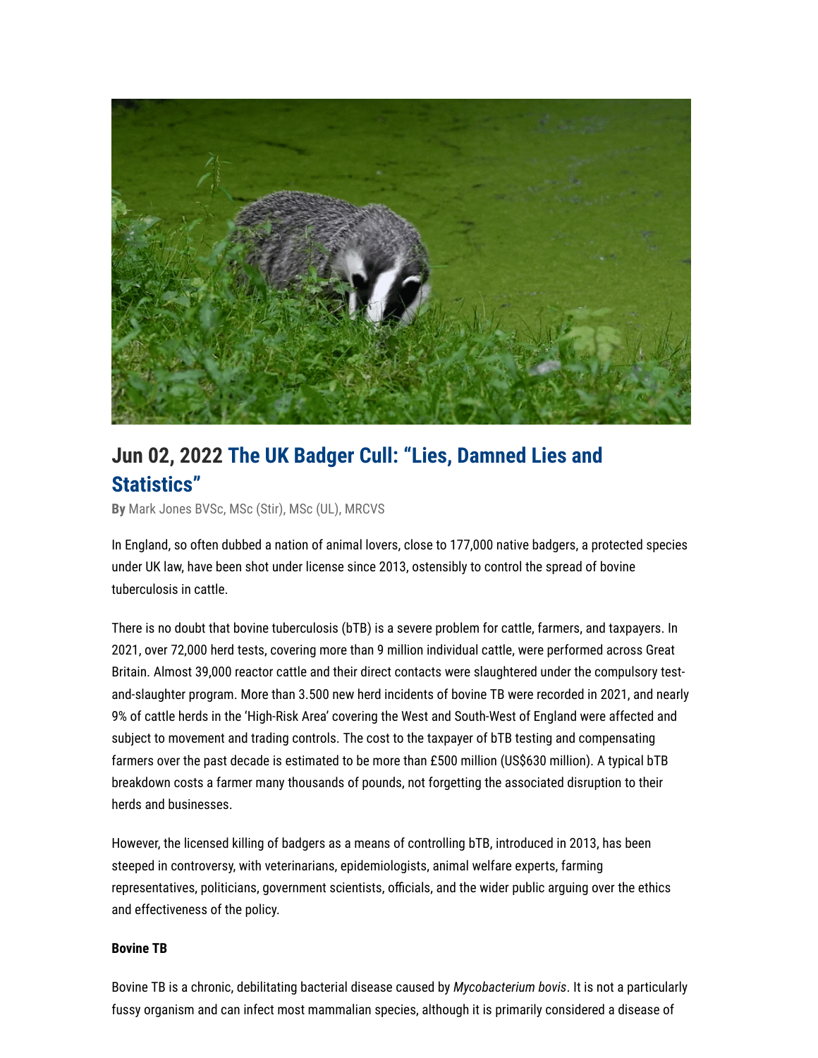## Jun 02, 2022 The UK Badger Cull: "Lies, Damned Lies and Statistics"

**By** Mark Jones BVSc, MSc (Stir), MSc (UL), MRCVS

In England, so often dubbed a nation of animal lovers, close to 177,000 native badgers, a protected species under UK law, have been shot under license since 2013, ostensibly to control the spread of bovine tuberculosis in cattle.

There is no doubt that bovine tuberculosis (bTB) is a severe problem for cattle, farmers, and taxpayers. In 2021, over 72,000 herd tests, covering more than 9 million individual cattle, were performed across Great Britain. Almost 39,000 reactor cattle and their direct contacts were slaughtered under the compulsory test-and-slaughter program. More than 3.500 new herd incidents of bovine TB were recorded in 2021, and nearly 9% of cattle herds in the 'High-Risk Area' covering the West and South-West of England were affected and subject to movement and trading controls. The cost to the taxpayer of bTB testing and compensating farmers over the past decade is estimated to be more than £500 million (US$630 million). A typical bTB breakdown costs a farmer many thousands of pounds, not forgetting the associated disruption to their herds and businesses.

However, the licensed killing of badgers as a means of controlling bTB, introduced in 2013, has been steeped in controversy, with veterinarians, epidemiologists, animal welfare experts, farming representatives, politicians, government scientists, officials, and the wider public arguing over the ethics and effectiveness of the policy.

**Bovine TB**

Bovine TB is a chronic, debilitating bacterial disease caused by *Mycobacterium bovis*. It is not a particularly fussy organism and can infect most mammalian species, although it is primarily considered a disease of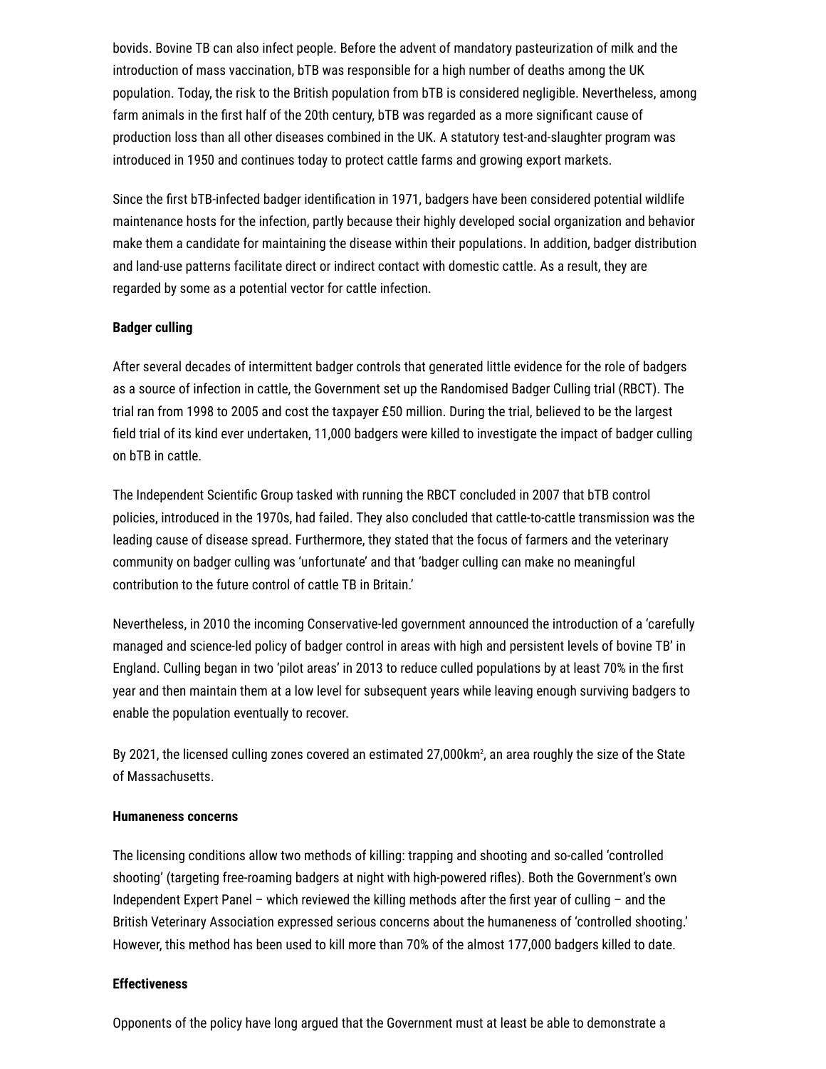bovids. Bovine TB can also infect people. Before the advent of mandatory pasteurization of milk and the introduction of mass vaccination, bTB was responsible for a high number of deaths among the UK population. Today, the risk to the British population from bTB is considered negligible. Nevertheless, among farm animals in the first half of the 20th century, bTB was regarded as a more significant cause of production loss than all other diseases combined in the UK. A statutory test-and-slaughter program was introduced in 1950 and continues today to protect cattle farms and growing export markets.

Since the first bTB-infected badger identification in 1971, badgers have been considered potential wildlife maintenance hosts for the infection, partly because their highly developed social organization and behavior make them a candidate for maintaining the disease within their populations. In addition, badger distribution and land-use patterns facilitate direct or indirect contact with domestic cattle. As a result, they are regarded by some as a potential vector for cattle infection.

**Badger culling**

After several decades of intermittent badger controls that generated little evidence for the role of badgers as a source of infection in cattle, the Government set up the Randomised Badger Culling trial (RBCT). The trial ran from 1998 to 2005 and cost the taxpayer £50 million. During the trial, believed to be the largest field trial of its kind ever undertaken, 11,000 badgers were killed to investigate the impact of badger culling on bTB in cattle.

The Independent Scientific Group tasked with running the RBCT concluded in 2007 that bTB control policies, introduced in the 1970s, had failed. They also concluded that cattle-to-cattle transmission was the leading cause of disease spread. Furthermore, they stated that the focus of farmers and the veterinary community on badger culling was 'unfortunate' and that 'badger culling can make no meaningful contribution to the future control of cattle TB in Britain.'

Nevertheless, in 2010 the incoming Conservative-led government announced the introduction of a 'carefully managed and science-led policy of badger control in areas with high and persistent levels of bovine TB' in England. Culling began in two 'pilot areas' in 2013 to reduce culled populations by at least 70% in the first year and then maintain them at a low level for subsequent years while leaving enough surviving badgers to enable the population eventually to recover.

By 2021, the licensed culling zones covered an estimated 27,000km², an area roughly the size of the State of Massachusetts.

**Humaneness concerns**

The licensing conditions allow two methods of killing: trapping and shooting and so-called 'controlled shooting' (targeting free-roaming badgers at night with high-powered rifles). Both the Government's own Independent Expert Panel – which reviewed the killing methods after the first year of culling – and the British Veterinary Association expressed serious concerns about the humaneness of 'controlled shooting.' However, this method has been used to kill more than 70% of the almost 177,000 badgers killed to date.

**Effectiveness**

Opponents of the policy have long argued that the Government must at least be able to demonstrate a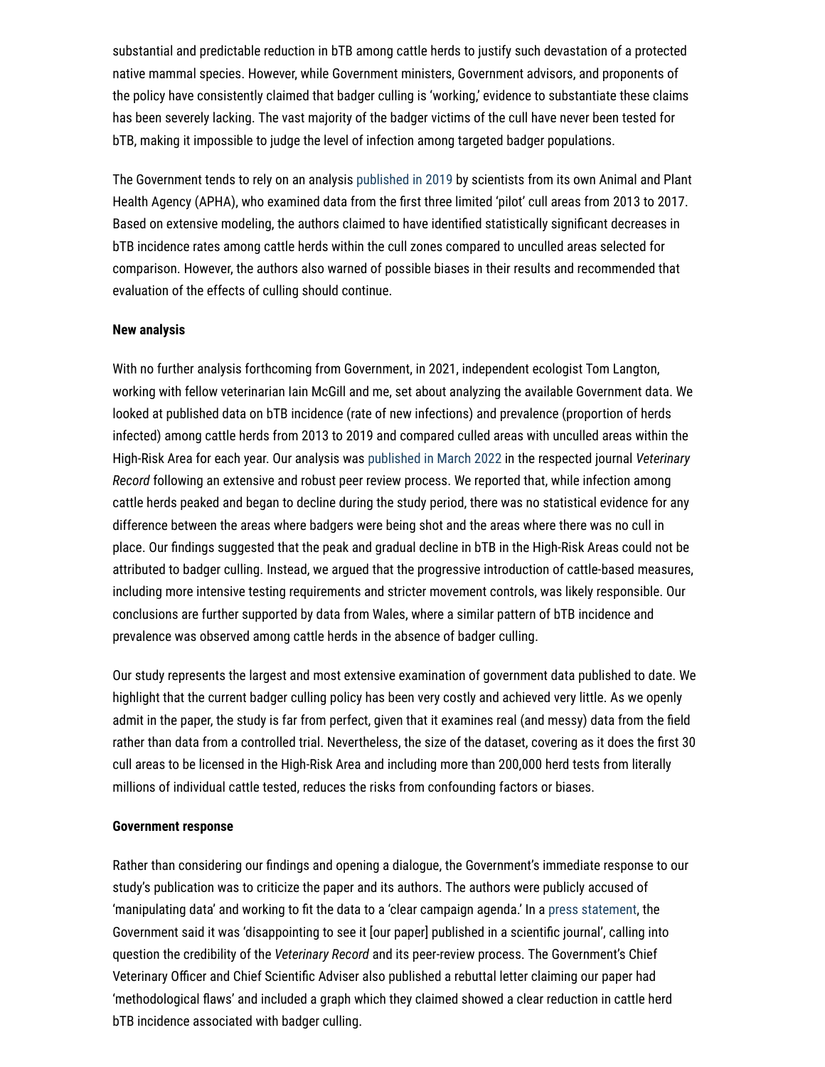substantial and predictable reduction in bTB among cattle herds to justify such devastation of a protected native mammal species. However, while Government ministers, Government advisors, and proponents of the policy have consistently claimed that badger culling is 'working,' evidence to substantiate these claims has been severely lacking. The vast majority of the badger victims of the cull have never been tested for bTB, making it impossible to judge the level of infection among targeted badger populations.

The Government tends to rely on an analysis published in 2019 by scientists from its own Animal and Plant Health Agency (APHA), who examined data from the first three limited 'pilot' cull areas from 2013 to 2017. Based on extensive modeling, the authors claimed to have identified statistically significant decreases in bTB incidence rates among cattle herds within the cull zones compared to unculled areas selected for comparison. However, the authors also warned of possible biases in their results and recommended that evaluation of the effects of culling should continue.

**New analysis**

With no further analysis forthcoming from Government, in 2021, independent ecologist Tom Langton, working with fellow veterinarian Iain McGill and me, set about analyzing the available Government data. We looked at published data on bTB incidence (rate of new infections) and prevalence (proportion of herds infected) among cattle herds from 2013 to 2019 and compared culled areas with unculled areas within the High-Risk Area for each year. Our analysis was published in March 2022 in the respected journal *Veterinary Record* following an extensive and robust peer review process. We reported that, while infection among cattle herds peaked and began to decline during the study period, there was no statistical evidence for any difference between the areas where badgers were being shot and the areas where there was no cull in place. Our findings suggested that the peak and gradual decline in bTB in the High-Risk Areas could not be attributed to badger culling. Instead, we argued that the progressive introduction of cattle-based measures, including more intensive testing requirements and stricter movement controls, was likely responsible. Our conclusions are further supported by data from Wales, where a similar pattern of bTB incidence and prevalence was observed among cattle herds in the absence of badger culling.

Our study represents the largest and most extensive examination of government data published to date. We highlight that the current badger culling policy has been very costly and achieved very little. As we openly admit in the paper, the study is far from perfect, given that it examines real (and messy) data from the field rather than data from a controlled trial. Nevertheless, the size of the dataset, covering as it does the first 30 cull areas to be licensed in the High-Risk Area and including more than 200,000 herd tests from literally millions of individual cattle tested, reduces the risks from confounding factors or biases.

**Government response**

Rather than considering our findings and opening a dialogue, the Government's immediate response to our study's publication was to criticize the paper and its authors. The authors were publicly accused of 'manipulating data' and working to fit the data to a 'clear campaign agenda.' In a press statement, the Government said it was 'disappointing to see it [our paper] published in a scientific journal', calling into question the credibility of the *Veterinary Record* and its peer-review process. The Government's Chief Veterinary Officer and Chief Scientific Adviser also published a rebuttal letter claiming our paper had 'methodological flaws' and included a graph which they claimed showed a clear reduction in cattle herd bTB incidence associated with badger culling.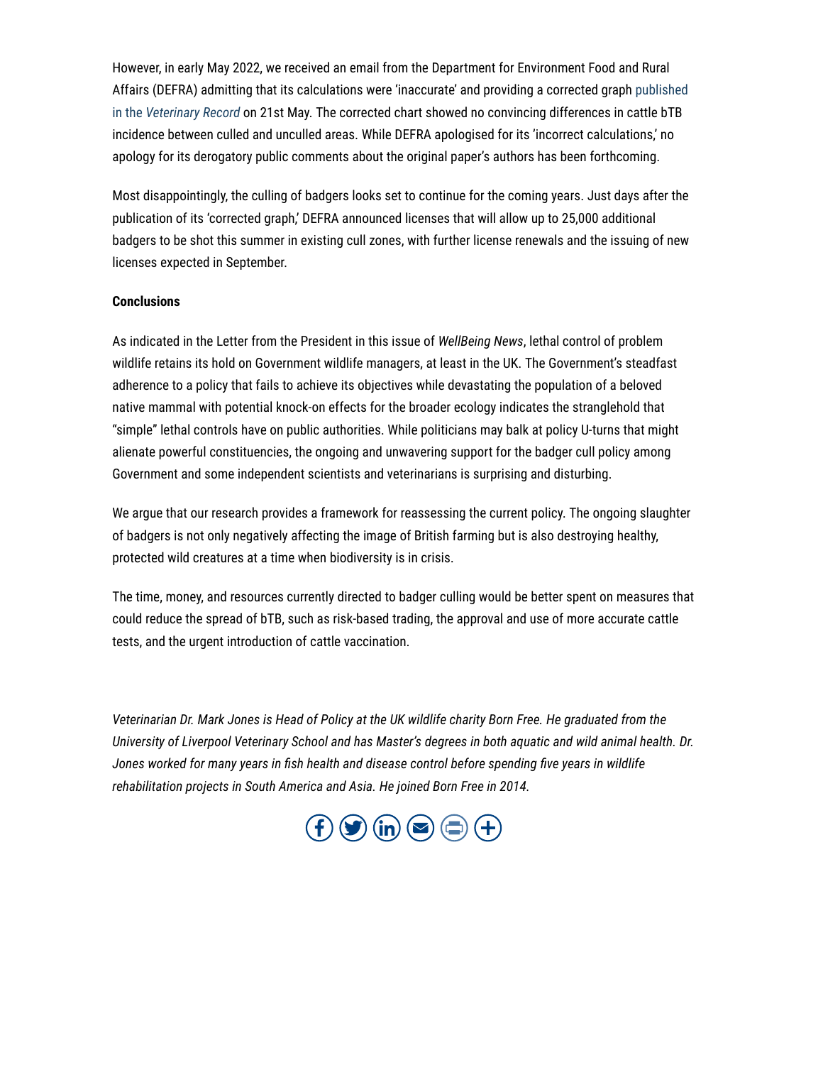However, in early May 2022, we received an email from the Department for Environment Food and Rural Affairs (DEFRA) admitting that its calculations were 'inaccurate' and providing a corrected graph published in the *Veterinary Record* on 21st May. The corrected chart showed no convincing differences in cattle bTB incidence between culled and unculled areas. While DEFRA apologised for its 'incorrect calculations,' no apology for its derogatory public comments about the original paper's authors has been forthcoming.

Most disappointingly, the culling of badgers looks set to continue for the coming years. Just days after the publication of its 'corrected graph,' DEFRA announced licenses that will allow up to 25,000 additional badgers to be shot this summer in existing cull zones, with further license renewals and the issuing of new licenses expected in September.

**Conclusions**

As indicated in the Letter from the President in this issue of *WellBeing News*, lethal control of problem wildlife retains its hold on Government wildlife managers, at least in the UK. The Government's steadfast adherence to a policy that fails to achieve its objectives while devastating the population of a beloved native mammal with potential knock-on effects for the broader ecology indicates the stranglehold that "simple" lethal controls have on public authorities. While politicians may balk at policy U-turns that might alienate powerful constituencies, the ongoing and unwavering support for the badger cull policy among Government and some independent scientists and veterinarians is surprising and disturbing.

We argue that our research provides a framework for reassessing the current policy. The ongoing slaughter of badgers is not only negatively affecting the image of British farming but is also destroying healthy, protected wild creatures at a time when biodiversity is in crisis.

The time, money, and resources currently directed to badger culling would be better spent on measures that could reduce the spread of bTB, such as risk-based trading, the approval and use of more accurate cattle tests, and the urgent introduction of cattle vaccination.

*Veterinarian Dr. Mark Jones is Head of Policy at the UK wildlife charity Born Free. He graduated from the University of Liverpool Veterinary School and has Master's degrees in both aquatic and wild animal health. Dr. Jones worked for many years in fish health and disease control before spending five years in wildlife rehabilitation projects in South America and Asia. He joined Born Free in 2014.*